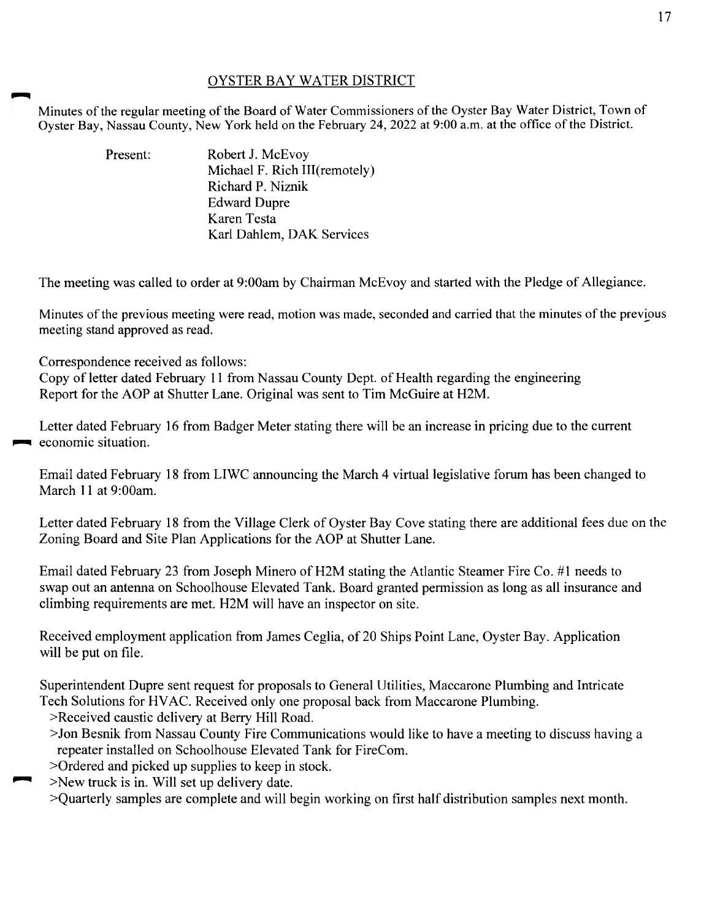## OYSTER BAY WATER DISTRICT

Minutes of the regular meeting of the Board of Water Commissioners of the Oyster Bay Water District, Town of Oyster Bay, Nassau County, New York held on the February 24, 2022 at 9:00 a.m. at the office of the District.

Present:
- Robert J. McEvoy
- Michael F. Rich III(remotely)
- Richard P. Niznik
- Edward Dupre
- Karen Testa
- Karl Dahlem, DAK Services

The meeting was called to order at 9:00am by Chairman McEvoy and started with the Pledge of Allegiance.

Minutes of the previous meeting were read, motion was made, seconded and carried that the minutes of the previous meeting stand approved as read.

Correspondence received as follows:
Copy of letter dated February 11 from Nassau County Dept. of Health regarding the engineering Report for the AOP at Shutter Lane. Original was sent to Tim McGuire at H2M.

Letter dated February 16 from Badger Meter stating there will be an increase in pricing due to the current economic situation.

Email dated February 18 from LIWC announcing the March 4 virtual legislative forum has been changed to March 11 at 9:00am.

Letter dated February 18 from the Village Clerk of Oyster Bay Cove stating there are additional fees due on the Zoning Board and Site Plan Applications for the AOP at Shutter Lane.

Email dated February 23 from Joseph Minero of H2M stating the Atlantic Steamer Fire Co. #1 needs to swap out an antenna on Schoolhouse Elevated Tank. Board granted permission as long as all insurance and climbing requirements are met. H2M will have an inspector on site.

Received employment application from James Ceglia, of 20 Ships Point Lane, Oyster Bay. Application will be put on file.

Superintendent Dupre sent request for proposals to General Utilities, Maccarone Plumbing and Intricate Tech Solutions for HVAC. Received only one proposal back from Maccarone Plumbing.

>Received caustic delivery at Berry Hill Road.
>Jon Besnik from Nassau County Fire Communications would like to have a meeting to discuss having a repeater installed on Schoolhouse Elevated Tank for FireCom.
>Ordered and picked up supplies to keep in stock.
>New truck is in. Will set up delivery date.
>Quarterly samples are complete and will begin working on first half distribution samples next month.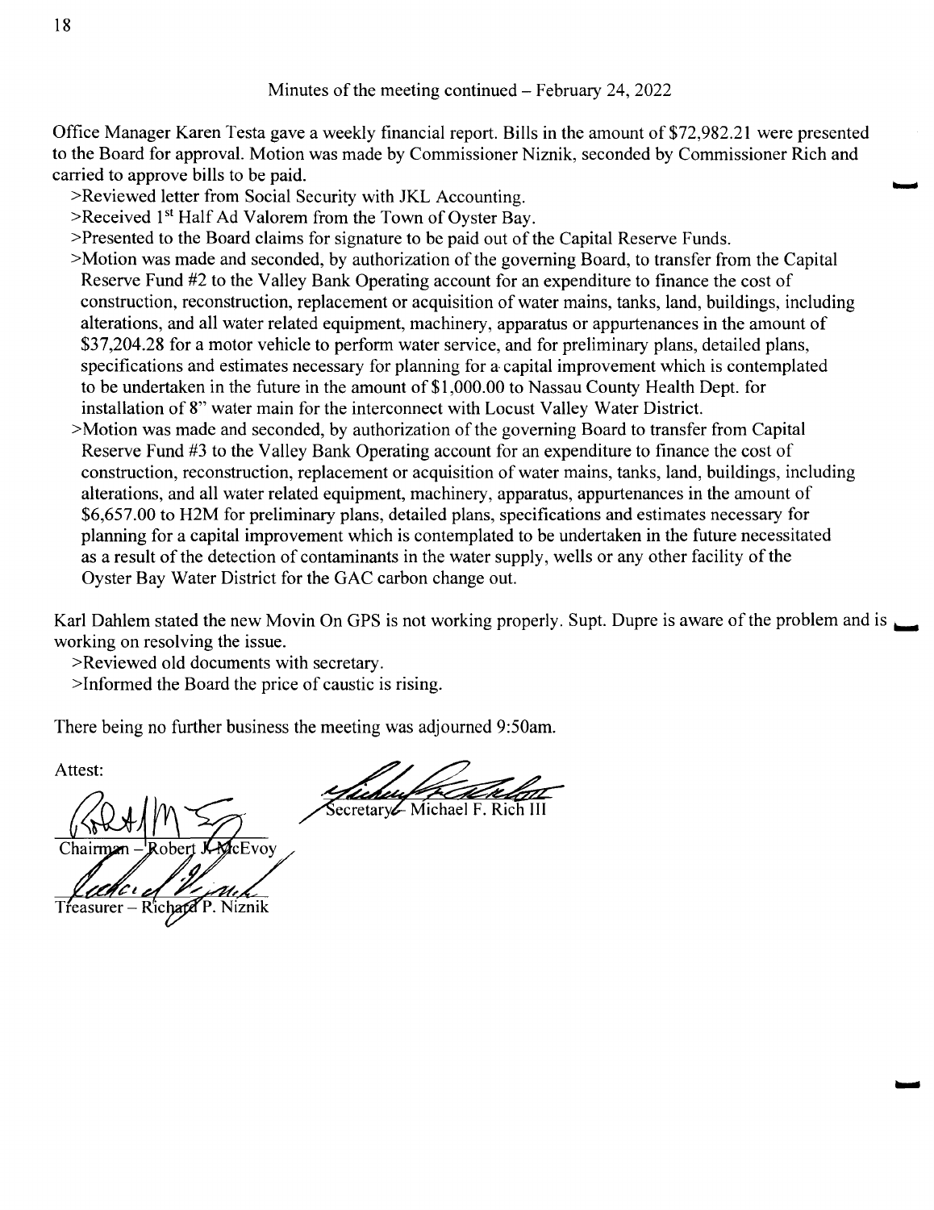Minutes of the meeting continued – February 24, 2022

Office Manager Karen Testa gave a weekly financial report. Bills in the amount of $72,982.21 were presented to the Board for approval. Motion was made by Commissioner Niznik, seconded by Commissioner Rich and carried to approve bills to be paid.

>Reviewed letter from Social Security with JKL Accounting.

>Received 1st Half Ad Valorem from the Town of Oyster Bay.

>Presented to the Board claims for signature to be paid out of the Capital Reserve Funds.

>Motion was made and seconded, by authorization of the governing Board, to transfer from the Capital Reserve Fund #2 to the Valley Bank Operating account for an expenditure to finance the cost of construction, reconstruction, replacement or acquisition of water mains, tanks, land, buildings, including alterations, and all water related equipment, machinery, apparatus or appurtenances in the amount of $37,204.28 for a motor vehicle to perform water service, and for preliminary plans, detailed plans, specifications and estimates necessary for planning for a capital improvement which is contemplated to be undertaken in the future in the amount of $1,000.00 to Nassau County Health Dept. for installation of 8" water main for the interconnect with Locust Valley Water District.

>Motion was made and seconded, by authorization of the governing Board to transfer from Capital Reserve Fund #3 to the Valley Bank Operating account for an expenditure to finance the cost of construction, reconstruction, replacement or acquisition of water mains, tanks, land, buildings, including alterations, and all water related equipment, machinery, apparatus, appurtenances in the amount of $6,657.00 to H2M for preliminary plans, detailed plans, specifications and estimates necessary for planning for a capital improvement which is contemplated to be undertaken in the future necessitated as a result of the detection of contaminants in the water supply, wells or any other facility of the Oyster Bay Water District for the GAC carbon change out.

Karl Dahlem stated the new Movin On GPS is not working properly. Supt. Dupre is aware of the problem and is working on resolving the issue.

>Reviewed old documents with secretary.

>Informed the Board the price of caustic is rising.

There being no further business the meeting was adjourned 9:50am.

Attest:

Chairman – Robert J. McEvoy

Secretary – Michael F. Rich III

Treasurer – Richard P. Niznik